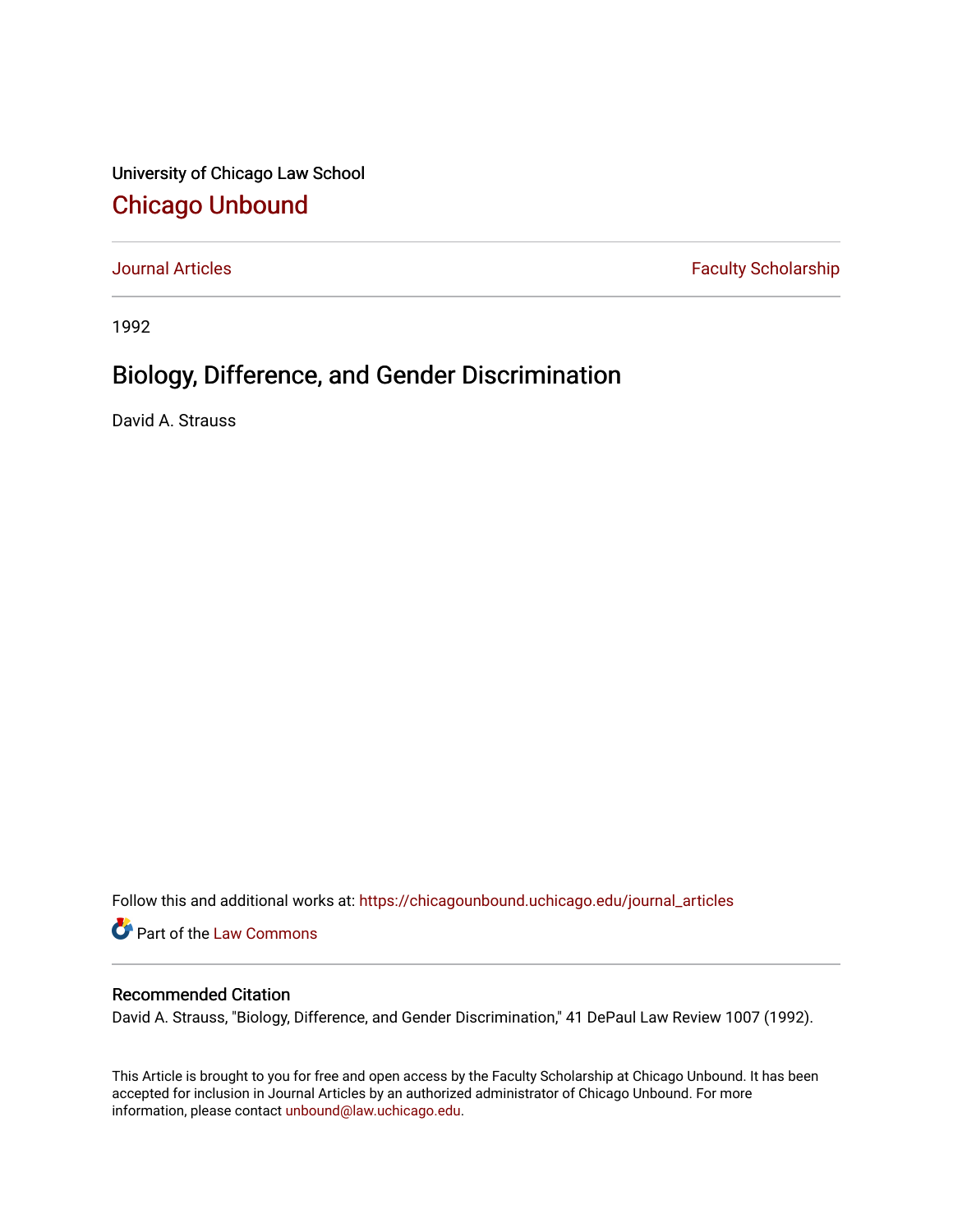University of Chicago Law School

# Chicago Unbound

Journal Articles | Faculty Scholarship

1992

## Biology, Difference, and Gender Discrimination

David A. Strauss

Follow this and additional works at: https://chicagounbound.uchicago.edu/journal_articles

Part of the Law Commons

### Recommended Citation

David A. Strauss, "Biology, Difference, and Gender Discrimination," 41 DePaul Law Review 1007 (1992).

This Article is brought to you for free and open access by the Faculty Scholarship at Chicago Unbound. It has been accepted for inclusion in Journal Articles by an authorized administrator of Chicago Unbound. For more information, please contact unbound@law.uchicago.edu.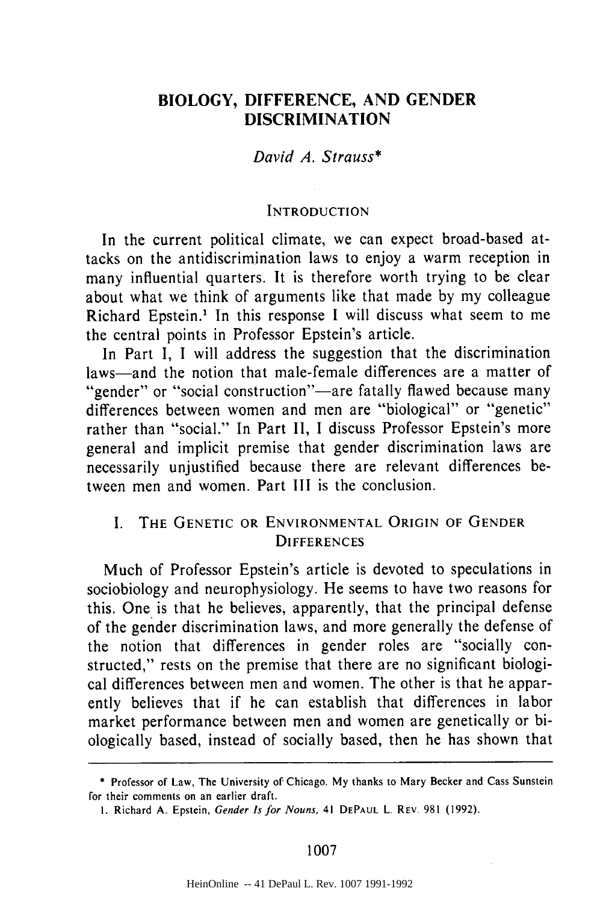# BIOLOGY, DIFFERENCE, AND GENDER DISCRIMINATION

*David A. Strauss\**

## INTRODUCTION

In the current political climate, we can expect broad-based attacks on the antidiscrimination laws to enjoy a warm reception in many influential quarters. It is therefore worth trying to be clear about what we think of arguments like that made by my colleague Richard Epstein.[1] In this response I will discuss what seem to me the central points in Professor Epstein's article.

In Part I, I will address the suggestion that the discrimination laws—and the notion that male-female differences are a matter of "gender" or "social construction"—are fatally flawed because many differences between women and men are "biological" or "genetic" rather than "social." In Part II, I discuss Professor Epstein's more general and implicit premise that gender discrimination laws are necessarily unjustified because there are relevant differences between men and women. Part III is the conclusion.

## I. THE GENETIC OR ENVIRONMENTAL ORIGIN OF GENDER DIFFERENCES

Much of Professor Epstein's article is devoted to speculations in sociobiology and neurophysiology. He seems to have two reasons for this. One is that he believes, apparently, that the principal defense of the gender discrimination laws, and more generally the defense of the notion that differences in gender roles are "socially constructed," rests on the premise that there are no significant biological differences between men and women. The other is that he apparently believes that if he can establish that differences in labor market performance between men and women are genetically or biologically based, instead of socially based, then he has shown that

---

\* Professor of Law, The University of Chicago. My thanks to Mary Becker and Cass Sunstein for their comments on an earlier draft.

1. Richard A. Epstein, *Gender Is for Nouns*, 41 DEPAUL L. REV. 981 (1992).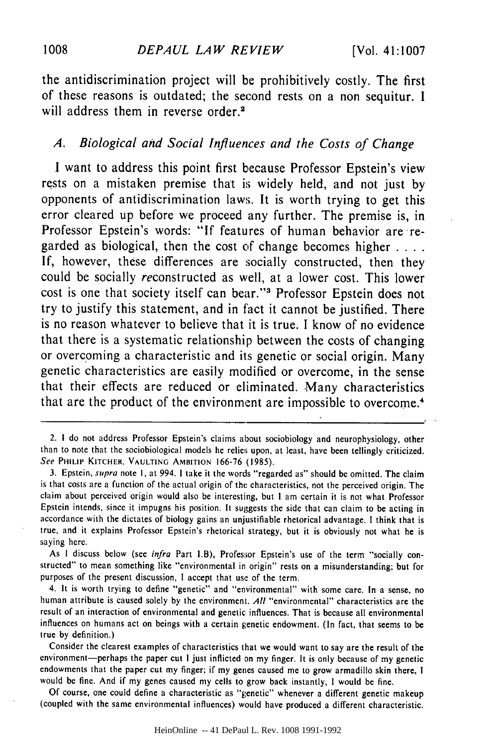the antidiscrimination project will be prohibitively costly. The first of these reasons is outdated; the second rests on a non sequitur. I will address them in reverse order.[2]

## A. Biological and Social Influences and the Costs of Change

I want to address this point first because Professor Epstein's view rests on a mistaken premise that is widely held, and not just by opponents of antidiscrimination laws. It is worth trying to get this error cleared up before we proceed any further. The premise is, in Professor Epstein's words: "If features of human behavior are regarded as biological, then the cost of change becomes higher . . . . If, however, these differences are socially constructed, then they could be socially *re*constructed as well, at a lower cost. This lower cost is one that society itself can bear."[3] Professor Epstein does not try to justify this statement, and in fact it cannot be justified. There is no reason whatever to believe that it is true. I know of no evidence that there is a systematic relationship between the costs of changing or overcoming a characteristic and its genetic or social origin. Many genetic characteristics are easily modified or overcome, in the sense that their effects are reduced or eliminated. Many characteristics that are the product of the environment are impossible to overcome.[4]

---

2. I do not address Professor Epstein's claims about sociobiology and neurophysiology, other than to note that the sociobiological models he relies upon, at least, have been tellingly criticized. *See* PHILIP KITCHER, VAULTING AMBITION 166-76 (1985).

3. Epstein, *supra* note 1, at 994. I take it the words "regarded as" should be omitted. The claim is that costs are a function of the actual origin of the characteristics, not the perceived origin. The claim about perceived origin would also be interesting, but I am certain it is not what Professor Epstein intends, since it impugns his position. It suggests the side that can claim to be acting in accordance with the dictates of biology gains an unjustifiable rhetorical advantage. I think that is true, and it explains Professor Epstein's rhetorical strategy, but it is obviously not what he is saying here.

As I discuss below (see *infra* Part I.B), Professor Epstein's use of the term "socially constructed" to mean something like "environmental in origin" rests on a misunderstanding; but for purposes of the present discussion, I accept that use of the term.

4. It is worth trying to define "genetic" and "environmental" with some care. In a sense, no human attribute is caused solely by the environment. *All* "environmental" characteristics are the result of an interaction of environmental and genetic influences. That is because all environmental influences on humans act on beings with a certain genetic endowment. (In fact, that seems to be true by definition.)

Consider the clearest examples of characteristics that we would want to say are the result of the environment—perhaps the paper cut I just inflicted on my finger. It is only because of my genetic endowments that the paper cut my finger; if my genes caused me to grow armadillo skin there, I would be fine. And if my genes caused my cells to grow back instantly, I would be fine.

Of course, one could define a characteristic as "genetic" whenever a different genetic makeup (coupled with the same environmental influences) would have produced a different characteristic.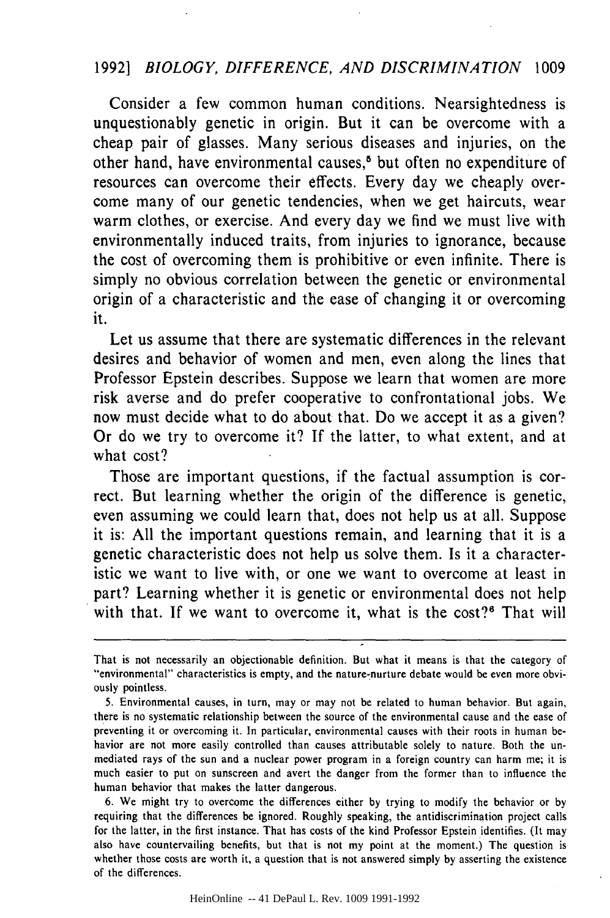Consider a few common human conditions. Nearsightedness is unquestionably genetic in origin. But it can be overcome with a cheap pair of glasses. Many serious diseases and injuries, on the other hand, have environmental causes,[5] but often no expenditure of resources can overcome their effects. Every day we cheaply overcome many of our genetic tendencies, when we get haircuts, wear warm clothes, or exercise. And every day we find we must live with environmentally induced traits, from injuries to ignorance, because the cost of overcoming them is prohibitive or even infinite. There is simply no obvious correlation between the genetic or environmental origin of a characteristic and the ease of changing it or overcoming it.

Let us assume that there are systematic differences in the relevant desires and behavior of women and men, even along the lines that Professor Epstein describes. Suppose we learn that women are more risk averse and do prefer cooperative to confrontational jobs. We now must decide what to do about that. Do we accept it as a given? Or do we try to overcome it? If the latter, to what extent, and at what cost?

Those are important questions, if the factual assumption is correct. But learning whether the origin of the difference is genetic, even assuming we could learn that, does not help us at all. Suppose it is: All the important questions remain, and learning that it is a genetic characteristic does not help us solve them. Is it a characteristic we want to live with, or one we want to overcome at least in part? Learning whether it is genetic or environmental does not help with that. If we want to overcome it, what is the cost?[6] That will

---

That is not necessarily an objectionable definition. But what it means is that the category of "environmental" characteristics is empty, and the nature-nurture debate would be even more obviously pointless.

5. Environmental causes, in turn, may or may not be related to human behavior. But again, there is no systematic relationship between the source of the environmental cause and the ease of preventing it or overcoming it. In particular, environmental causes with their roots in human behavior are not more easily controlled than causes attributable solely to nature. Both the unmediated rays of the sun and a nuclear power program in a foreign country can harm me; it is much easier to put on sunscreen and avert the danger from the former than to influence the human behavior that makes the latter dangerous.

6. We might try to overcome the differences either by trying to modify the behavior or by requiring that the differences be ignored. Roughly speaking, the antidiscrimination project calls for the latter, in the first instance. That has costs of the kind Professor Epstein identifies. (It may also have countervailing benefits, but that is not my point at the moment.) The question is whether those costs are worth it, a question that is not answered simply by asserting the existence of the differences.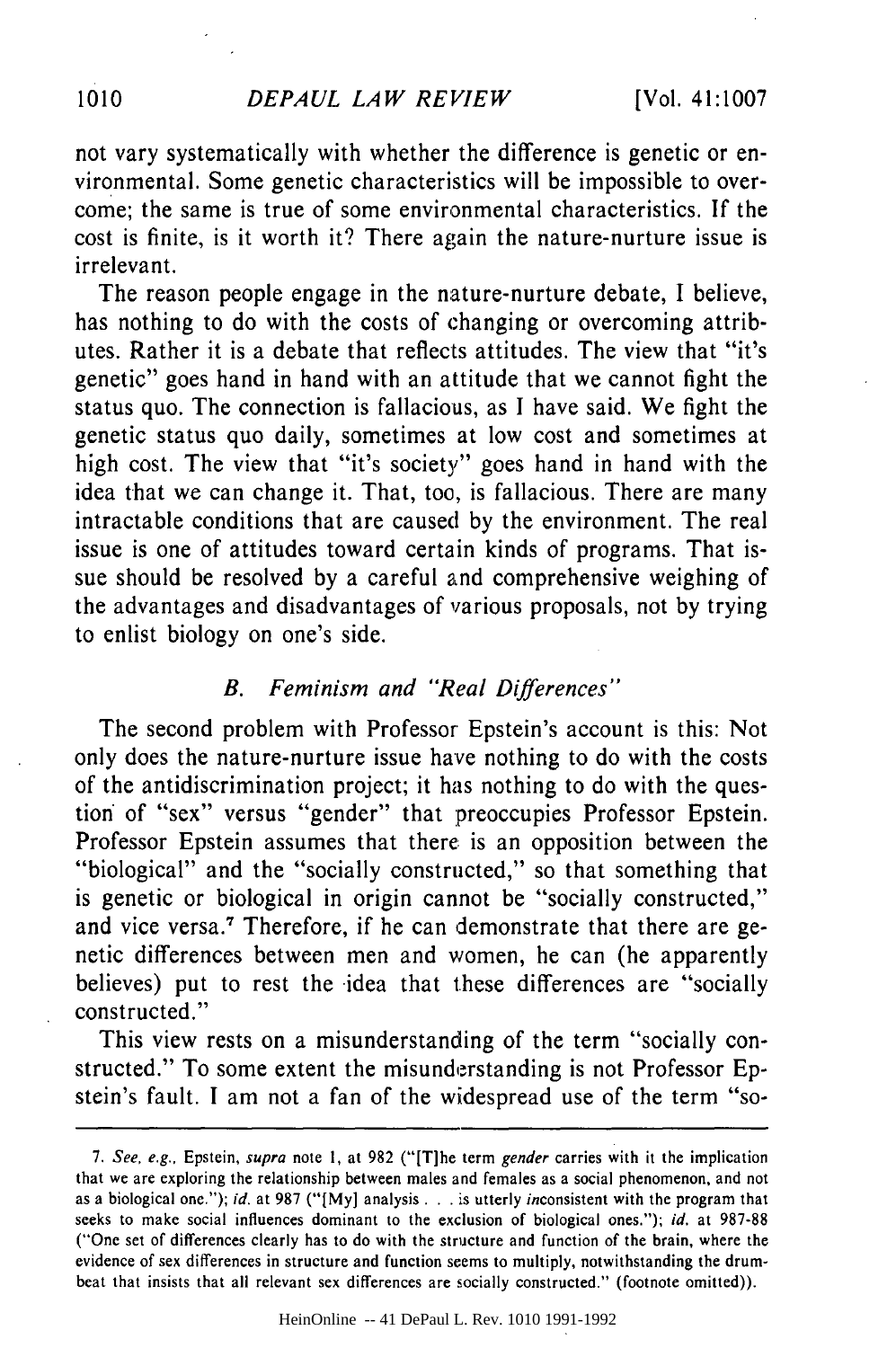not vary systematically with whether the difference is genetic or environmental. Some genetic characteristics will be impossible to overcome; the same is true of some environmental characteristics. If the cost is finite, is it worth it? There again the nature-nurture issue is irrelevant.

The reason people engage in the nature-nurture debate, I believe, has nothing to do with the costs of changing or overcoming attributes. Rather it is a debate that reflects attitudes. The view that "it's genetic" goes hand in hand with an attitude that we cannot fight the status quo. The connection is fallacious, as I have said. We fight the genetic status quo daily, sometimes at low cost and sometimes at high cost. The view that "it's society" goes hand in hand with the idea that we can change it. That, too, is fallacious. There are many intractable conditions that are caused by the environment. The real issue is one of attitudes toward certain kinds of programs. That issue should be resolved by a careful and comprehensive weighing of the advantages and disadvantages of various proposals, not by trying to enlist biology on one's side.

### *B. Feminism and "Real Differences"*

The second problem with Professor Epstein's account is this: Not only does the nature-nurture issue have nothing to do with the costs of the antidiscrimination project; it has nothing to do with the question of "sex" versus "gender" that preoccupies Professor Epstein. Professor Epstein assumes that there is an opposition between the "biological" and the "socially constructed," so that something that is genetic or biological in origin cannot be "socially constructed," and vice versa.[7] Therefore, if he can demonstrate that there are genetic differences between men and women, he can (he apparently believes) put to rest the idea that these differences are "socially constructed."

This view rests on a misunderstanding of the term "socially constructed." To some extent the misunderstanding is not Professor Epstein's fault. I am not a fan of the widespread use of the term "so-

---

7. *See, e.g.*, Epstein, *supra* note 1, at 982 ("[T]he term *gender* carries with it the implication that we are exploring the relationship between males and females as a social phenomenon, and not as a biological one."); *id.* at 987 ("[My] analysis . . . is utterly *in*consistent with the program that seeks to make social influences dominant to the exclusion of biological ones."); *id.* at 987-88 ("One set of differences clearly has to do with the structure and function of the brain, where the evidence of sex differences in structure and function seems to multiply, notwithstanding the drumbeat that insists that all relevant sex differences are socially constructed." (footnote omitted)).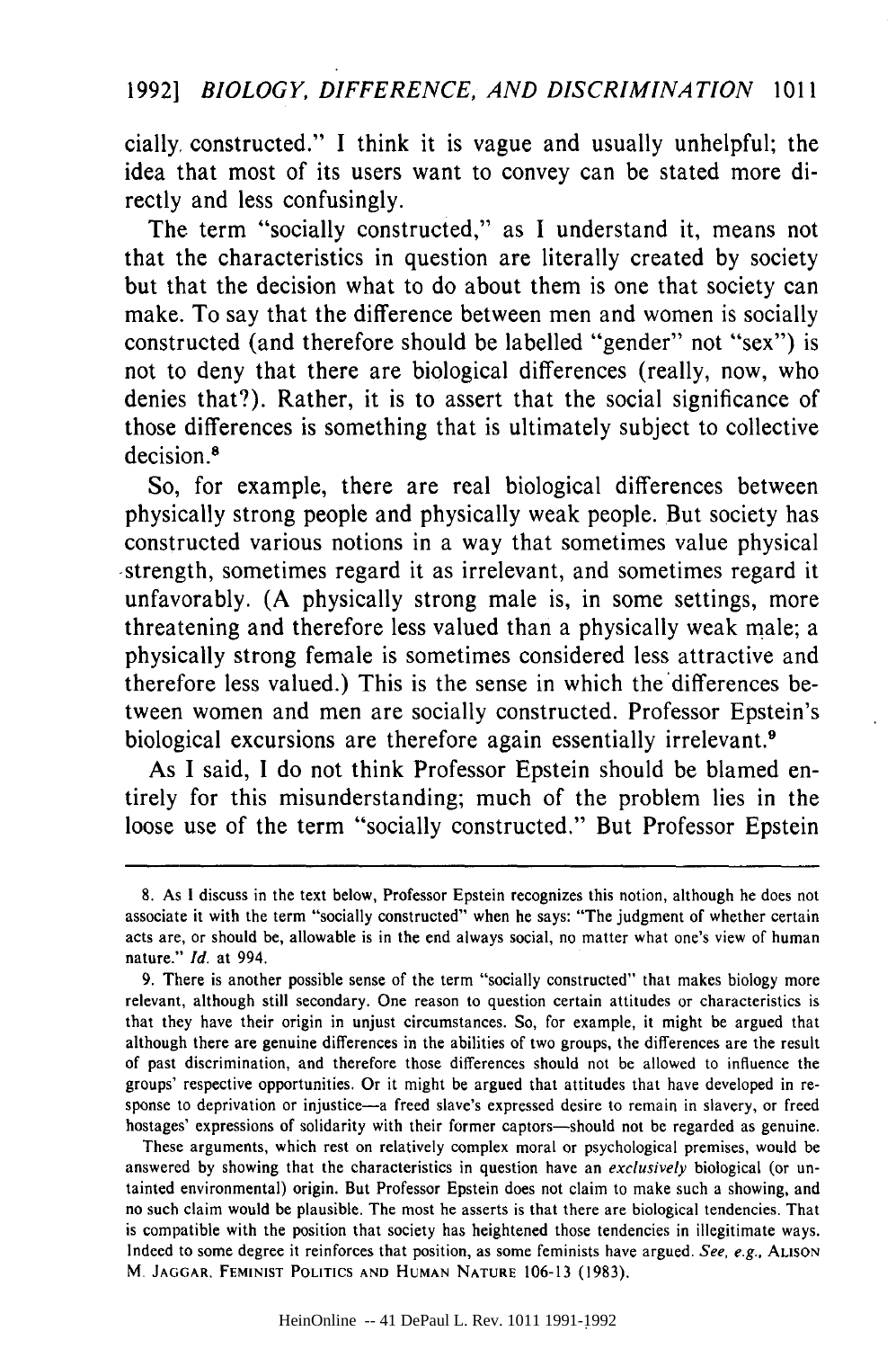cially constructed." I think it is vague and usually unhelpful; the idea that most of its users want to convey can be stated more directly and less confusingly.

The term "socially constructed," as I understand it, means not that the characteristics in question are literally created by society but that the decision what to do about them is one that society can make. To say that the difference between men and women is socially constructed (and therefore should be labelled "gender" not "sex") is not to deny that there are biological differences (really, now, who denies that?). Rather, it is to assert that the social significance of those differences is something that is ultimately subject to collective decision.[8]

So, for example, there are real biological differences between physically strong people and physically weak people. But society has constructed various notions in a way that sometimes value physical strength, sometimes regard it as irrelevant, and sometimes regard it unfavorably. (A physically strong male is, in some settings, more threatening and therefore less valued than a physically weak male; a physically strong female is sometimes considered less attractive and therefore less valued.) This is the sense in which the differences between women and men are socially constructed. Professor Epstein's biological excursions are therefore again essentially irrelevant.[9]

As I said, I do not think Professor Epstein should be blamed entirely for this misunderstanding; much of the problem lies in the loose use of the term "socially constructed." But Professor Epstein

---

8. As I discuss in the text below, Professor Epstein recognizes this notion, although he does not associate it with the term "socially constructed" when he says: "The judgment of whether certain acts are, or should be, allowable is in the end always social, no matter what one's view of human nature." *Id.* at 994.

9. There is another possible sense of the term "socially constructed" that makes biology more relevant, although still secondary. One reason to question certain attitudes or characteristics is that they have their origin in unjust circumstances. So, for example, it might be argued that although there are genuine differences in the abilities of two groups, the differences are the result of past discrimination, and therefore those differences should not be allowed to influence the groups' respective opportunities. Or it might be argued that attitudes that have developed in response to deprivation or injustice—a freed slave's expressed desire to remain in slavery, or freed hostages' expressions of solidarity with their former captors—should not be regarded as genuine.

These arguments, which rest on relatively complex moral or psychological premises, would be answered by showing that the characteristics in question have an *exclusively* biological (or untainted environmental) origin. But Professor Epstein does not claim to make such a showing, and no such claim would be plausible. The most he asserts is that there are biological tendencies. That is compatible with the position that society has heightened those tendencies in illegitimate ways. Indeed to some degree it reinforces that position, as some feminists have argued. *See, e.g.*, ALISON M. JAGGAR, FEMINIST POLITICS AND HUMAN NATURE 106-13 (1983).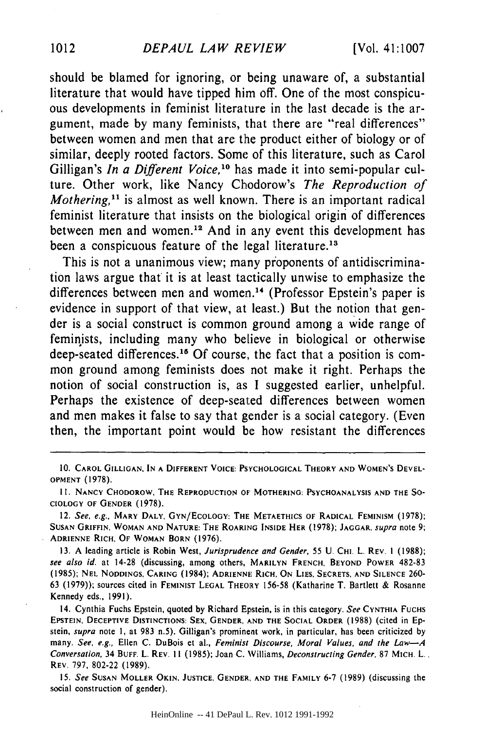should be blamed for ignoring, or being unaware of, a substantial literature that would have tipped him off. One of the most conspicuous developments in feminist literature in the last decade is the argument, made by many feminists, that there are "real differences" between women and men that are the product either of biology or of similar, deeply rooted factors. Some of this literature, such as Carol Gilligan's *In a Different Voice*,[10] has made it into semi-popular culture. Other work, like Nancy Chodorow's *The Reproduction of Mothering*,[11] is almost as well known. There is an important radical feminist literature that insists on the biological origin of differences between men and women.[12] And in any event this development has been a conspicuous feature of the legal literature.[13]

This is not a unanimous view; many proponents of antidiscrimination laws argue that it is at least tactically unwise to emphasize the differences between men and women.[14] (Professor Epstein's paper is evidence in support of that view, at least.) But the notion that gender is a social construct is common ground among a wide range of feminists, including many who believe in biological or otherwise deep-seated differences.[15] Of course, the fact that a position is common ground among feminists does not make it right. Perhaps the notion of social construction is, as I suggested earlier, unhelpful. Perhaps the existence of deep-seated differences between women and men makes it false to say that gender is a social category. (Even then, the important point would be how resistant the differences

---

10. CAROL GILLIGAN, IN A DIFFERENT VOICE: PSYCHOLOGICAL THEORY AND WOMEN'S DEVELOPMENT (1978).

11. NANCY CHODOROW, THE REPRODUCTION OF MOTHERING: PSYCHOANALYSIS AND THE SOCIOLOGY OF GENDER (1978).

12. *See, e.g.*, MARY DALY, GYN/ECOLOGY: THE METAETHICS OF RADICAL FEMINISM (1978); SUSAN GRIFFIN, WOMAN AND NATURE: THE ROARING INSIDE HER (1978); JAGGAR, *supra* note 9; ADRIENNE RICH, OF WOMAN BORN (1976).

13. A leading article is Robin West, *Jurisprudence and Gender*, 55 U. CHI. L. REV. 1 (1988); *see also id.* at 14-28 (discussing, among others, MARILYN FRENCH, BEYOND POWER 482-83 (1985); NEL NODDINGS, CARING (1984); ADRIENNE RICH, ON LIES, SECRETS, AND SILENCE 260-63 (1979)); sources cited in FEMINIST LEGAL THEORY 156-58 (Katharine T. Bartlett & Rosanne Kennedy eds., 1991).

14. Cynthia Fuchs Epstein, quoted by Richard Epstein, is in this category. *See* CYNTHIA FUCHS EPSTEIN, DECEPTIVE DISTINCTIONS: SEX, GENDER, AND THE SOCIAL ORDER (1988) (cited in Epstein, *supra* note 1, at 983 n.5). Gilligan's prominent work, in particular, has been criticized by many. *See, e.g.*, Ellen C. DuBois et al., *Feminist Discourse, Moral Values, and the Law—A Conversation*, 34 BUFF. L. REV. 11 (1985); Joan C. Williams, *Deconstructing Gender*, 87 MICH. L. REV. 797, 802-22 (1989).

15. *See* SUSAN MOLLER OKIN, JUSTICE, GENDER, AND THE FAMILY 6-7 (1989) (discussing the social construction of gender).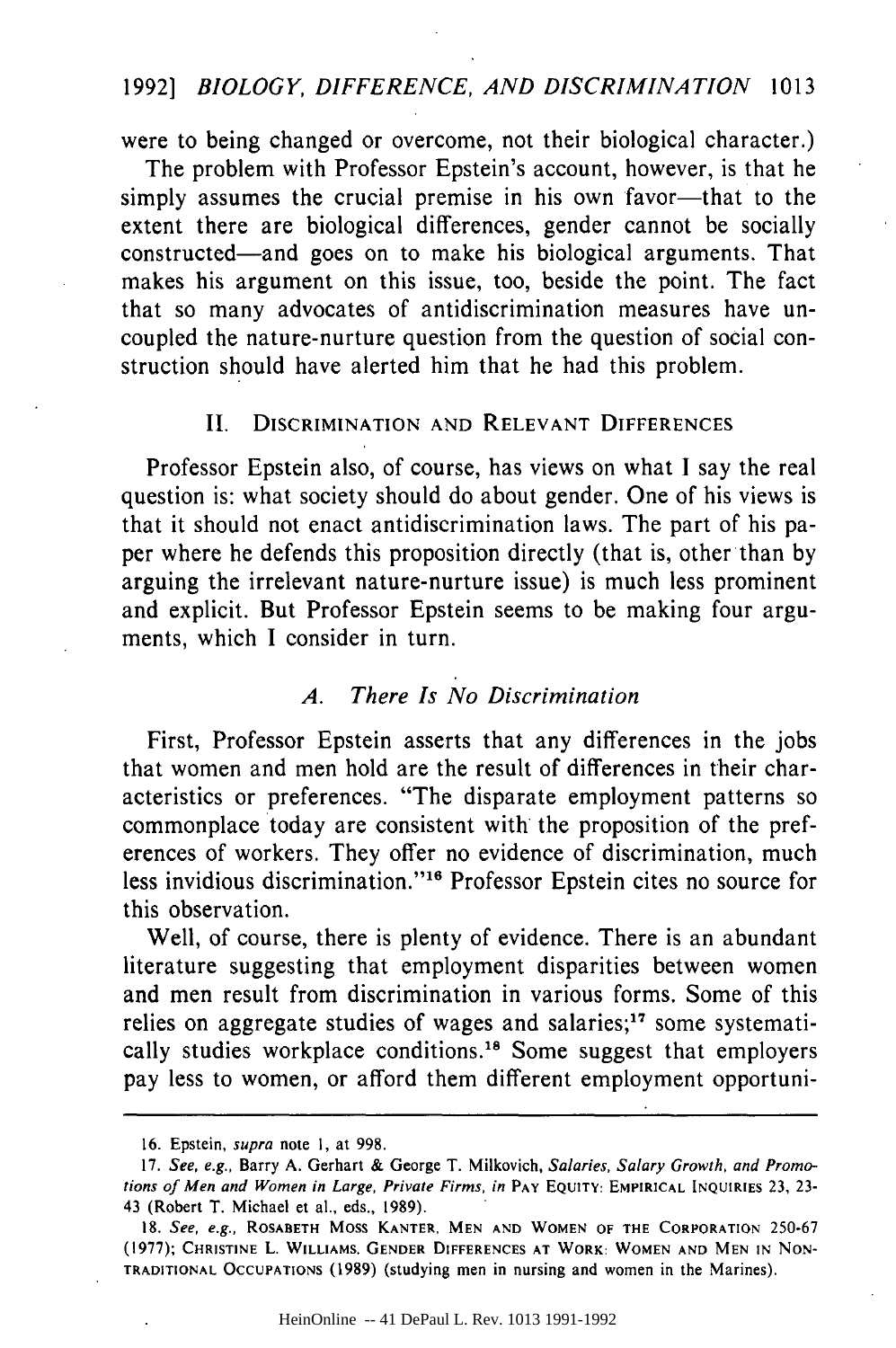were to being changed or overcome, not their biological character.)

The problem with Professor Epstein's account, however, is that he simply assumes the crucial premise in his own favor—that to the extent there are biological differences, gender cannot be socially constructed—and goes on to make his biological arguments. That makes his argument on this issue, too, beside the point. The fact that so many advocates of antidiscrimination measures have uncoupled the nature-nurture question from the question of social construction should have alerted him that he had this problem.

## II. Discrimination and Relevant Differences

Professor Epstein also, of course, has views on what I say the real question is: what society should do about gender. One of his views is that it should not enact antidiscrimination laws. The part of his paper where he defends this proposition directly (that is, other than by arguing the irrelevant nature-nurture issue) is much less prominent and explicit. But Professor Epstein seems to be making four arguments, which I consider in turn.

### *A. There Is No Discrimination*

First, Professor Epstein asserts that any differences in the jobs that women and men hold are the result of differences in their characteristics or preferences. "The disparate employment patterns so commonplace today are consistent with the proposition of the preferences of workers. They offer no evidence of discrimination, much less invidious discrimination."[16] Professor Epstein cites no source for this observation.

Well, of course, there is plenty of evidence. There is an abundant literature suggesting that employment disparities between women and men result from discrimination in various forms. Some of this relies on aggregate studies of wages and salaries;[17] some systematically studies workplace conditions.[18] Some suggest that employers pay less to women, or afford them different employment opportuni-

---

16. Epstein, *supra* note 1, at 998.

17. *See, e.g.*, Barry A. Gerhart & George T. Milkovich, *Salaries, Salary Growth, and Promotions of Men and Women in Large, Private Firms*, *in* Pay Equity: Empirical Inquiries 23, 23-43 (Robert T. Michael et al., eds., 1989).

18. *See, e.g.*, Rosabeth Moss Kanter, Men and Women of the Corporation 250-67 (1977); Christine L. Williams, Gender Differences at Work: Women and Men in Nontraditional Occupations (1989) (studying men in nursing and women in the Marines).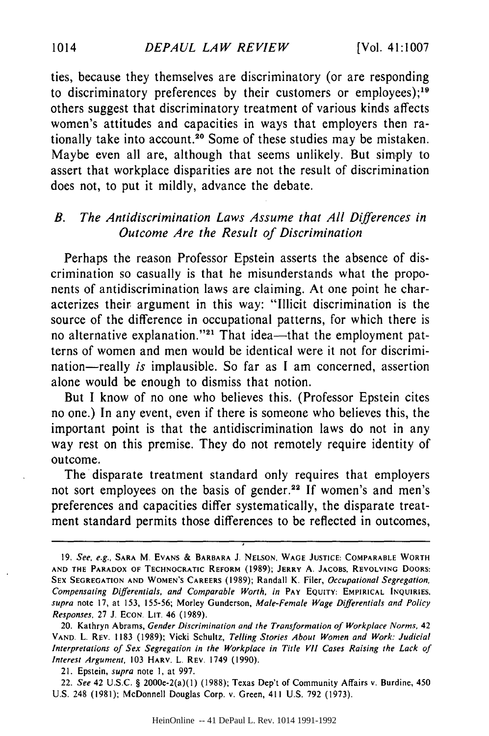ties, because they themselves are discriminatory (or are responding to discriminatory preferences by their customers or employees);[19] others suggest that discriminatory treatment of various kinds affects women's attitudes and capacities in ways that employers then rationally take into account.[20] Some of these studies may be mistaken. Maybe even all are, although that seems unlikely. But simply to assert that workplace disparities are not the result of discrimination does not, to put it mildly, advance the debate.

### *B. The Antidiscrimination Laws Assume that All Differences in Outcome Are the Result of Discrimination*

Perhaps the reason Professor Epstein asserts the absence of discrimination so casually is that he misunderstands what the proponents of antidiscrimination laws are claiming. At one point he characterizes their argument in this way: "Illicit discrimination is the source of the difference in occupational patterns, for which there is no alternative explanation."[21] That idea—that the employment patterns of women and men would be identical were it not for discrimination—really *is* implausible. So far as I am concerned, assertion alone would be enough to dismiss that notion.

But I know of no one who believes this. (Professor Epstein cites no one.) In any event, even if there is someone who believes this, the important point is that the antidiscrimination laws do not in any way rest on this premise. They do not remotely require identity of outcome.

The disparate treatment standard only requires that employers not sort employees on the basis of gender.[22] If women's and men's preferences and capacities differ systematically, the disparate treatment standard permits those differences to be reflected in outcomes,

---

19. *See, e.g.*, SARA M. EVANS & BARBARA J. NELSON, WAGE JUSTICE: COMPARABLE WORTH AND THE PARADOX OF TECHNOCRATIC REFORM (1989); JERRY A. JACOBS, REVOLVING DOORS: SEX SEGREGATION AND WOMEN'S CAREERS (1989); Randall K. Filer, *Occupational Segregation, Compensating Differentials, and Comparable Worth*, *in* PAY EQUITY: EMPIRICAL INQUIRIES, *supra* note 17, at 153, 155-56; Morley Gunderson, *Male-Female Wage Differentials and Policy Responses*, 27 J. ECON. LIT. 46 (1989).

20. Kathryn Abrams, *Gender Discrimination and the Transformation of Workplace Norms*, 42 VAND. L. REV. 1183 (1989); Vicki Schultz, *Telling Stories About Women and Work: Judicial Interpretations of Sex Segregation in the Workplace in Title VII Cases Raising the Lack of Interest Argument*, 103 HARV. L. REV. 1749 (1990).

21. Epstein, *supra* note 1, at 997.

22. *See* 42 U.S.C. § 2000e-2(a)(1) (1988); Texas Dep't of Community Affairs v. Burdine, 450 U.S. 248 (1981); McDonnell Douglas Corp. v. Green, 411 U.S. 792 (1973).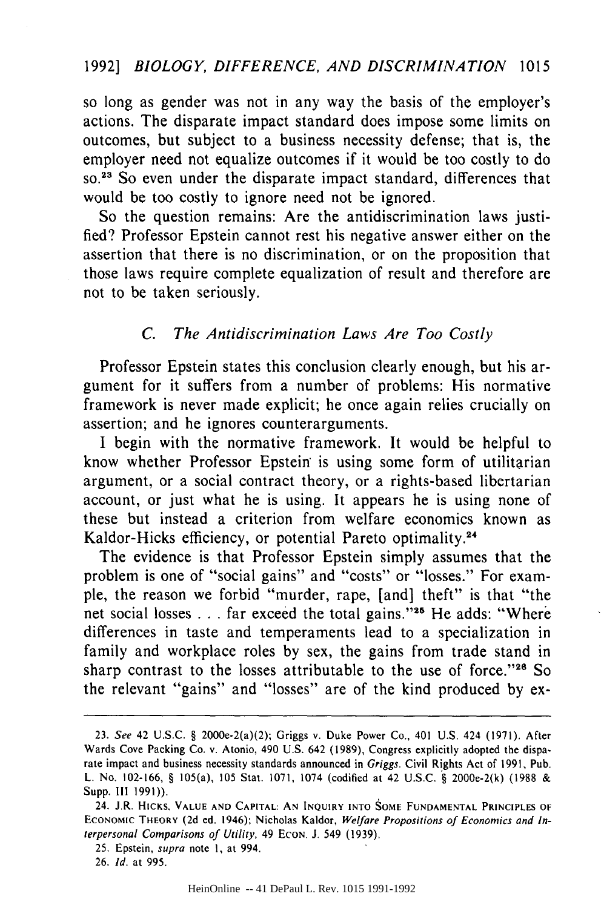so long as gender was not in any way the basis of the employer's actions. The disparate impact standard does impose some limits on outcomes, but subject to a business necessity defense; that is, the employer need not equalize outcomes if it would be too costly to do so.[23] So even under the disparate impact standard, differences that would be too costly to ignore need not be ignored.

So the question remains: Are the antidiscrimination laws justified? Professor Epstein cannot rest his negative answer either on the assertion that there is no discrimination, or on the proposition that those laws require complete equalization of result and therefore are not to be taken seriously.

### *C. The Antidiscrimination Laws Are Too Costly*

Professor Epstein states this conclusion clearly enough, but his argument for it suffers from a number of problems: His normative framework is never made explicit; he once again relies crucially on assertion; and he ignores counterarguments.

I begin with the normative framework. It would be helpful to know whether Professor Epstein is using some form of utilitarian argument, or a social contract theory, or a rights-based libertarian account, or just what he is using. It appears he is using none of these but instead a criterion from welfare economics known as Kaldor-Hicks efficiency, or potential Pareto optimality.[24]

The evidence is that Professor Epstein simply assumes that the problem is one of "social gains" and "costs" or "losses." For example, the reason we forbid "murder, rape, [and] theft" is that "the net social losses . . . far exceed the total gains."[25] He adds: "Where differences in taste and temperaments lead to a specialization in family and workplace roles by sex, the gains from trade stand in sharp contrast to the losses attributable to the use of force."[26] So the relevant "gains" and "losses" are of the kind produced by ex-

---

23. *See* 42 U.S.C. § 2000e-2(a)(2); Griggs v. Duke Power Co., 401 U.S. 424 (1971). After Wards Cove Packing Co. v. Atonio, 490 U.S. 642 (1989), Congress explicitly adopted the disparate impact and business necessity standards announced in *Griggs*. Civil Rights Act of 1991, Pub. L. No. 102-166, § 105(a), 105 Stat. 1071, 1074 (codified at 42 U.S.C. § 2000e-2(k) (1988 & Supp. III 1991)).

24. J.R. HICKS, VALUE AND CAPITAL: AN INQUIRY INTO SOME FUNDAMENTAL PRINCIPLES OF ECONOMIC THEORY (2d ed. 1946); Nicholas Kaldor, *Welfare Propositions of Economics and Interpersonal Comparisons of Utility*, 49 ECON. J. 549 (1939).

25. Epstein, *supra* note 1, at 994.

26. *Id.* at 995.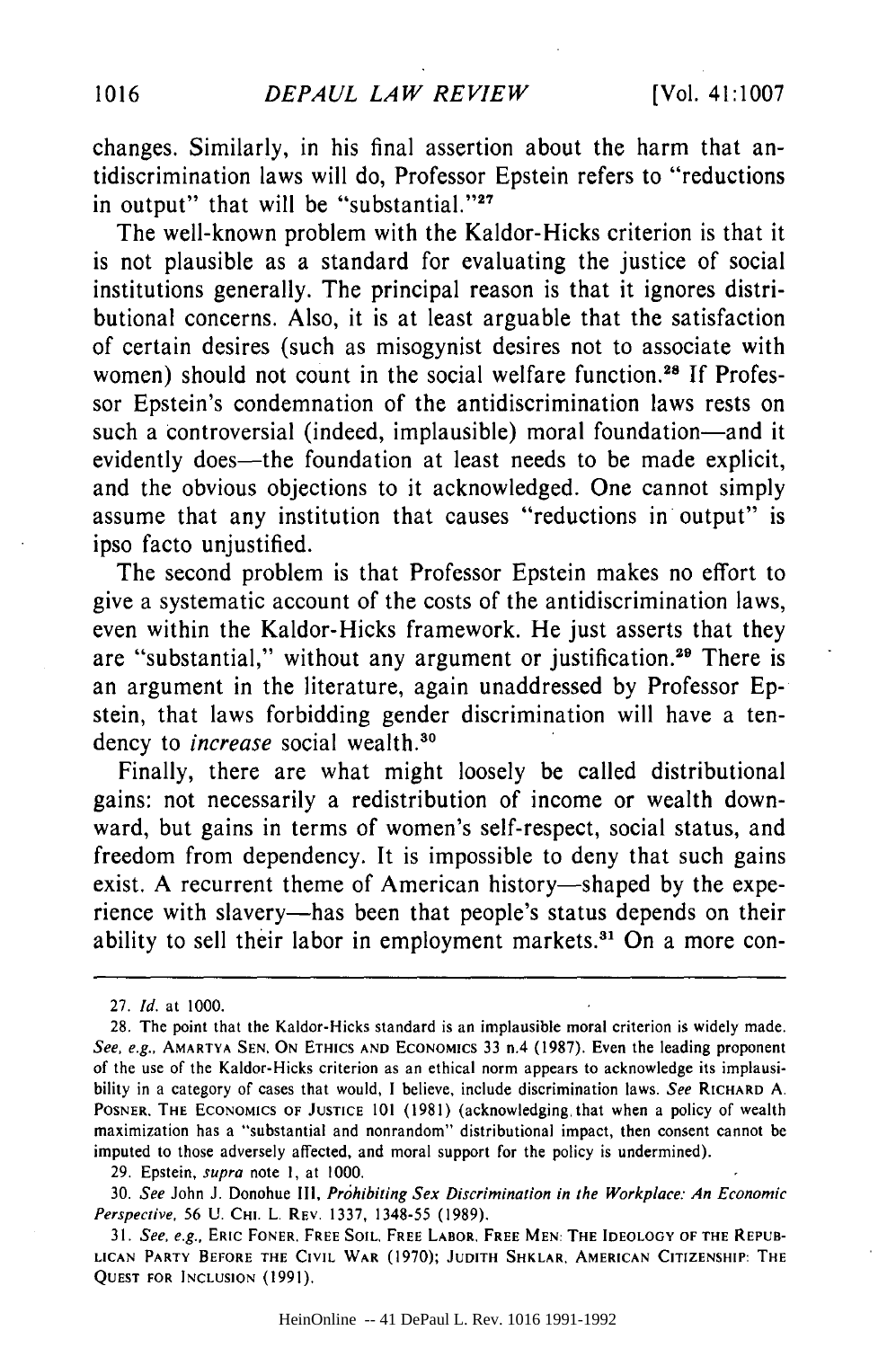changes. Similarly, in his final assertion about the harm that antidiscrimination laws will do, Professor Epstein refers to "reductions in output" that will be "substantial."[27]

The well-known problem with the Kaldor-Hicks criterion is that it is not plausible as a standard for evaluating the justice of social institutions generally. The principal reason is that it ignores distributional concerns. Also, it is at least arguable that the satisfaction of certain desires (such as misogynist desires not to associate with women) should not count in the social welfare function.[28] If Professor Epstein's condemnation of the antidiscrimination laws rests on such a controversial (indeed, implausible) moral foundation—and it evidently does—the foundation at least needs to be made explicit, and the obvious objections to it acknowledged. One cannot simply assume that any institution that causes "reductions in output" is ipso facto unjustified.

The second problem is that Professor Epstein makes no effort to give a systematic account of the costs of the antidiscrimination laws, even within the Kaldor-Hicks framework. He just asserts that they are "substantial," without any argument or justification.[29] There is an argument in the literature, again unaddressed by Professor Epstein, that laws forbidding gender discrimination will have a tendency to *increase* social wealth.[30]

Finally, there are what might loosely be called distributional gains: not necessarily a redistribution of income or wealth downward, but gains in terms of women's self-respect, social status, and freedom from dependency. It is impossible to deny that such gains exist. A recurrent theme of American history—shaped by the experience with slavery—has been that people's status depends on their ability to sell their labor in employment markets.[31] On a more con-

---

27. *Id.* at 1000.

28. The point that the Kaldor-Hicks standard is an implausible moral criterion is widely made. *See, e.g.*, AMARTYA SEN, ON ETHICS AND ECONOMICS 33 n.4 (1987). Even the leading proponent of the use of the Kaldor-Hicks criterion as an ethical norm appears to acknowledge its implausibility in a category of cases that would, I believe, include discrimination laws. *See* RICHARD A. POSNER, THE ECONOMICS OF JUSTICE 101 (1981) (acknowledging that when a policy of wealth maximization has a "substantial and nonrandom" distributional impact, then consent cannot be imputed to those adversely affected, and moral support for the policy is undermined).

29. Epstein, *supra* note 1, at 1000.

30. *See* John J. Donohue III, *Prohibiting Sex Discrimination in the Workplace: An Economic Perspective*, 56 U. CHI. L. REV. 1337, 1348-55 (1989).

31. *See, e.g.*, ERIC FONER, FREE SOIL, FREE LABOR, FREE MEN: THE IDEOLOGY OF THE REPUBLICAN PARTY BEFORE THE CIVIL WAR (1970); JUDITH SHKLAR, AMERICAN CITIZENSHIP: THE QUEST FOR INCLUSION (1991).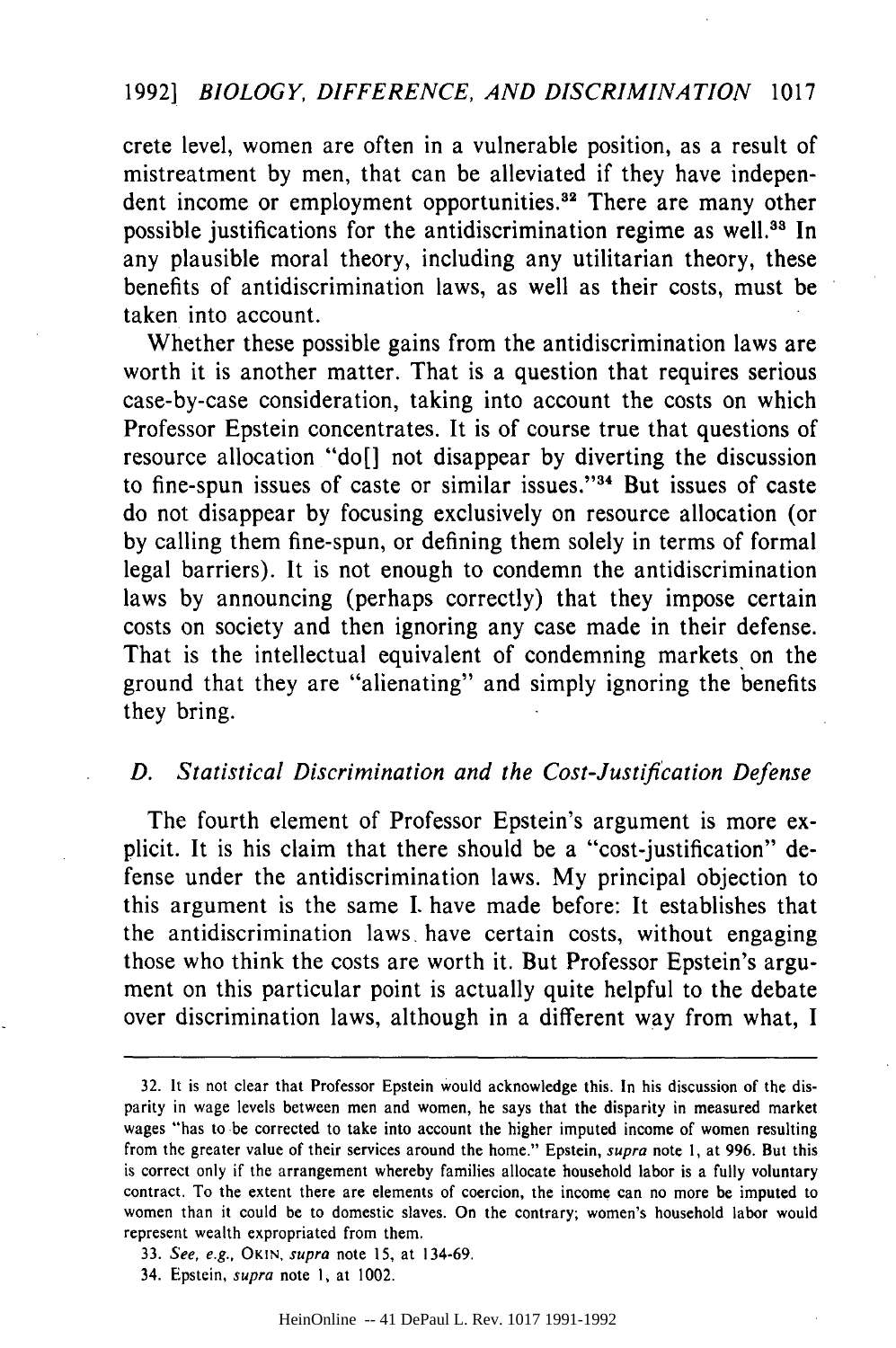crete level, women are often in a vulnerable position, as a result of mistreatment by men, that can be alleviated if they have independent income or employment opportunities.[32] There are many other possible justifications for the antidiscrimination regime as well.[33] In any plausible moral theory, including any utilitarian theory, these benefits of antidiscrimination laws, as well as their costs, must be taken into account.

Whether these possible gains from the antidiscrimination laws are worth it is another matter. That is a question that requires serious case-by-case consideration, taking into account the costs on which Professor Epstein concentrates. It is of course true that questions of resource allocation "do[] not disappear by diverting the discussion to fine-spun issues of caste or similar issues."[34] But issues of caste do not disappear by focusing exclusively on resource allocation (or by calling them fine-spun, or defining them solely in terms of formal legal barriers). It is not enough to condemn the antidiscrimination laws by announcing (perhaps correctly) that they impose certain costs on society and then ignoring any case made in their defense. That is the intellectual equivalent of condemning markets on the ground that they are "alienating" and simply ignoring the benefits they bring.

### D. *Statistical Discrimination and the Cost-Justification Defense*

The fourth element of Professor Epstein's argument is more explicit. It is his claim that there should be a "cost-justification" defense under the antidiscrimination laws. My principal objection to this argument is the same I have made before: It establishes that the antidiscrimination laws have certain costs, without engaging those who think the costs are worth it. But Professor Epstein's argument on this particular point is actually quite helpful to the debate over discrimination laws, although in a different way from what, I

---

32. It is not clear that Professor Epstein would acknowledge this. In his discussion of the disparity in wage levels between men and women, he says that the disparity in measured market wages "has to be corrected to take into account the higher imputed income of women resulting from the greater value of their services around the home." Epstein, *supra* note 1, at 996. But this is correct only if the arrangement whereby families allocate household labor is a fully voluntary contract. To the extent there are elements of coercion, the income can no more be imputed to women than it could be to domestic slaves. On the contrary, women's household labor would represent wealth expropriated from them.

33. *See, e.g.*, OKIN, *supra* note 15, at 134-69.

34. Epstein, *supra* note 1, at 1002.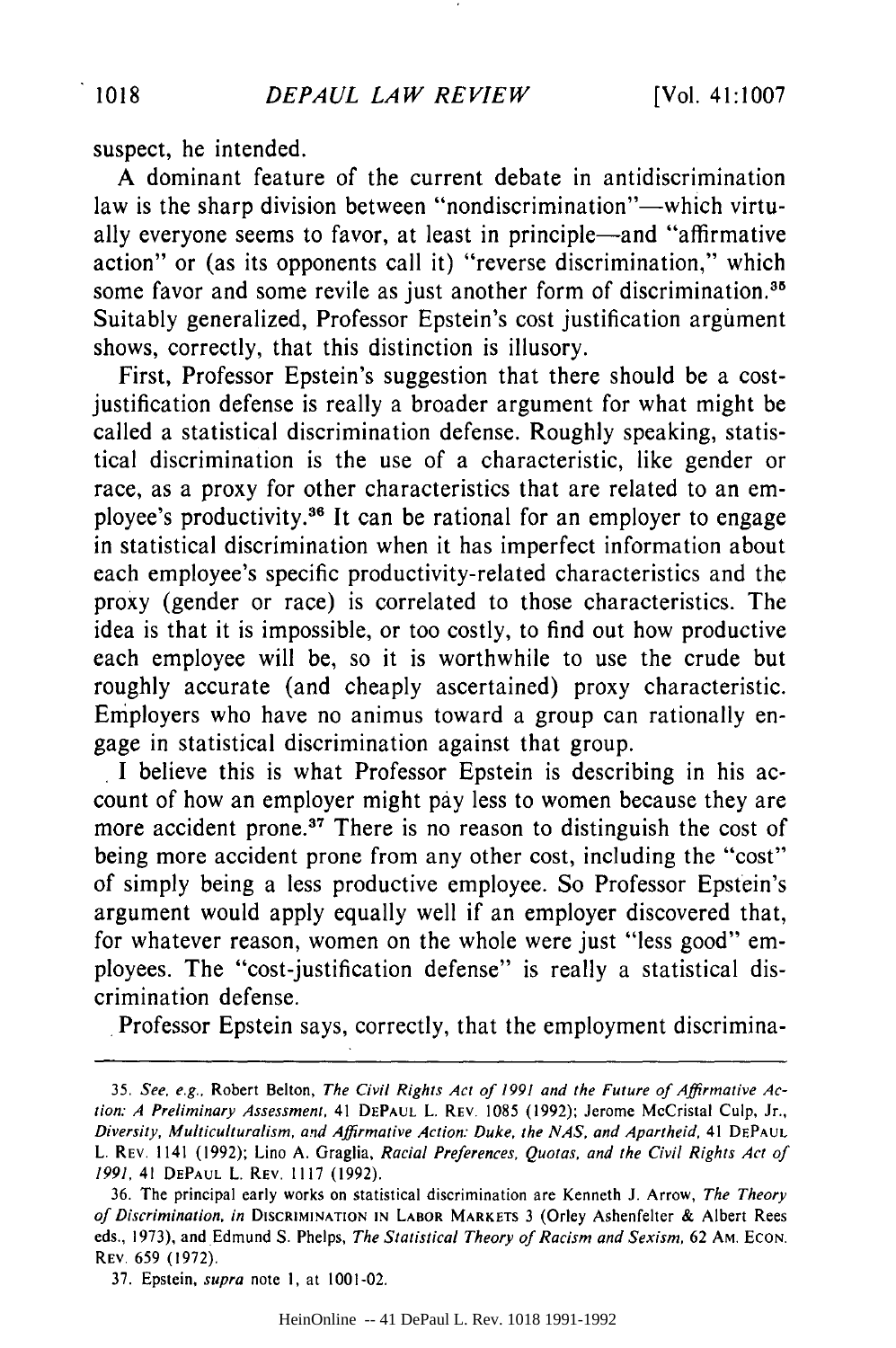suspect, he intended.

A dominant feature of the current debate in antidiscrimination law is the sharp division between "nondiscrimination"—which virtually everyone seems to favor, at least in principle—and "affirmative action" or (as its opponents call it) "reverse discrimination," which some favor and some revile as just another form of discrimination.[35] Suitably generalized, Professor Epstein's cost justification argument shows, correctly, that this distinction is illusory.

First, Professor Epstein's suggestion that there should be a cost-justification defense is really a broader argument for what might be called a statistical discrimination defense. Roughly speaking, statistical discrimination is the use of a characteristic, like gender or race, as a proxy for other characteristics that are related to an employee's productivity.[36] It can be rational for an employer to engage in statistical discrimination when it has imperfect information about each employee's specific productivity-related characteristics and the proxy (gender or race) is correlated to those characteristics. The idea is that it is impossible, or too costly, to find out how productive each employee will be, so it is worthwhile to use the crude but roughly accurate (and cheaply ascertained) proxy characteristic. Employers who have no animus toward a group can rationally engage in statistical discrimination against that group.

I believe this is what Professor Epstein is describing in his account of how an employer might pay less to women because they are more accident prone.[37] There is no reason to distinguish the cost of being more accident prone from any other cost, including the "cost" of simply being a less productive employee. So Professor Epstein's argument would apply equally well if an employer discovered that, for whatever reason, women on the whole were just "less good" employees. The "cost-justification defense" is really a statistical discrimination defense.

Professor Epstein says, correctly, that the employment discrimina-

---

35. *See, e.g.*, Robert Belton, *The Civil Rights Act of 1991 and the Future of Affirmative Action: A Preliminary Assessment*, 41 DEPAUL L. REV. 1085 (1992); Jerome McCristal Culp, Jr., *Diversity, Multiculturalism, and Affirmative Action: Duke, the NAS, and Apartheid*, 41 DEPAUL L. REV. 1141 (1992); Lino A. Graglia, *Racial Preferences, Quotas, and the Civil Rights Act of 1991*, 41 DEPAUL L. REV. 1117 (1992).

36. The principal early works on statistical discrimination are Kenneth J. Arrow, *The Theory of Discrimination*, *in* DISCRIMINATION IN LABOR MARKETS 3 (Orley Ashenfelter & Albert Rees eds., 1973), and Edmund S. Phelps, *The Statistical Theory of Racism and Sexism*, 62 AM. ECON. REV. 659 (1972).

37. Epstein, *supra* note 1, at 1001-02.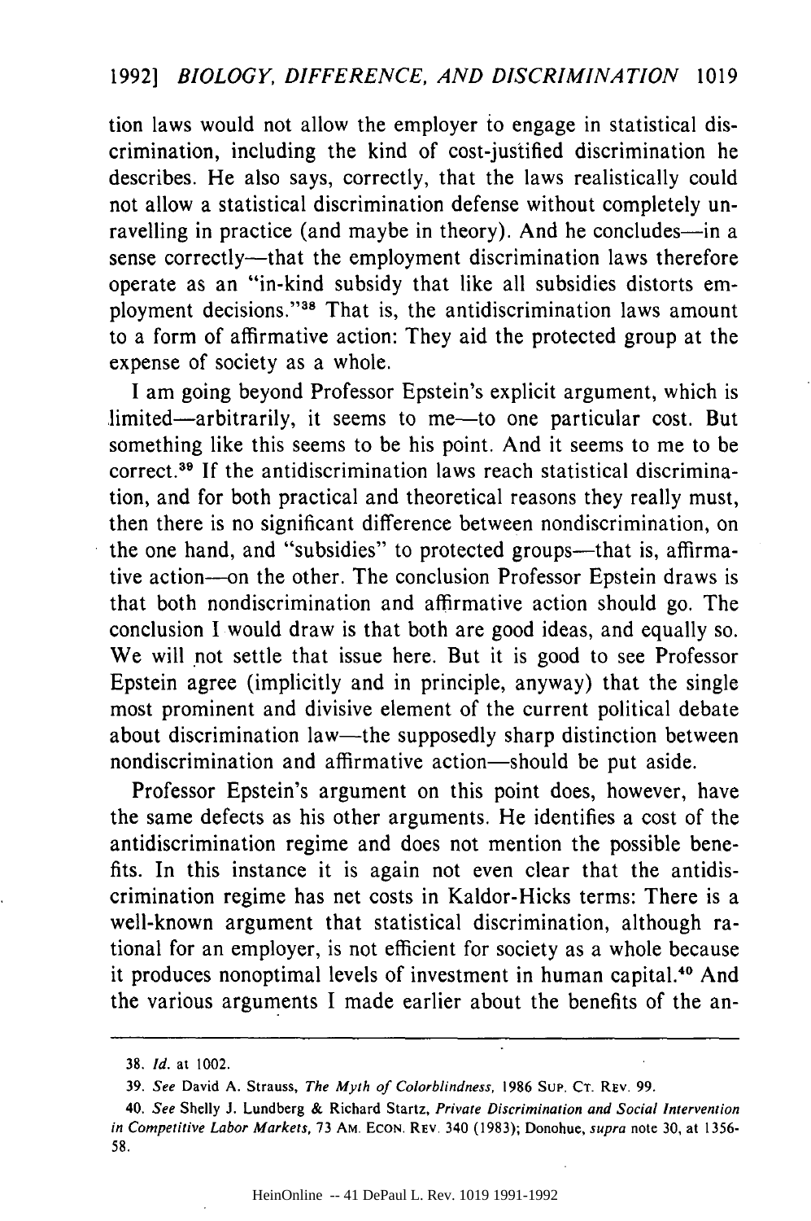tion laws would not allow the employer to engage in statistical discrimination, including the kind of cost-justified discrimination he describes. He also says, correctly, that the laws realistically could not allow a statistical discrimination defense without completely unravelling in practice (and maybe in theory). And he concludes—in a sense correctly—that the employment discrimination laws therefore operate as an "in-kind subsidy that like all subsidies distorts employment decisions."[38] That is, the antidiscrimination laws amount to a form of affirmative action: They aid the protected group at the expense of society as a whole.

I am going beyond Professor Epstein's explicit argument, which is limited—arbitrarily, it seems to me—to one particular cost. But something like this seems to be his point. And it seems to me to be correct.[39] If the antidiscrimination laws reach statistical discrimination, and for both practical and theoretical reasons they really must, then there is no significant difference between nondiscrimination, on the one hand, and "subsidies" to protected groups—that is, affirmative action—on the other. The conclusion Professor Epstein draws is that both nondiscrimination and affirmative action should go. The conclusion I would draw is that both are good ideas, and equally so. We will not settle that issue here. But it is good to see Professor Epstein agree (implicitly and in principle, anyway) that the single most prominent and divisive element of the current political debate about discrimination law—the supposedly sharp distinction between nondiscrimination and affirmative action—should be put aside.

Professor Epstein's argument on this point does, however, have the same defects as his other arguments. He identifies a cost of the antidiscrimination regime and does not mention the possible benefits. In this instance it is again not even clear that the antidiscrimination regime has net costs in Kaldor-Hicks terms: There is a well-known argument that statistical discrimination, although rational for an employer, is not efficient for society as a whole because it produces nonoptimal levels of investment in human capital.[40] And the various arguments I made earlier about the benefits of the an-

---

38. *Id.* at 1002.

39. *See* David A. Strauss, *The Myth of Colorblindness*, 1986 SUP. CT. REV. 99.

40. *See* Shelly J. Lundberg & Richard Startz, *Private Discrimination and Social Intervention in Competitive Labor Markets*, 73 AM. ECON. REV. 340 (1983); Donohue, *supra* note 30, at 1356-58.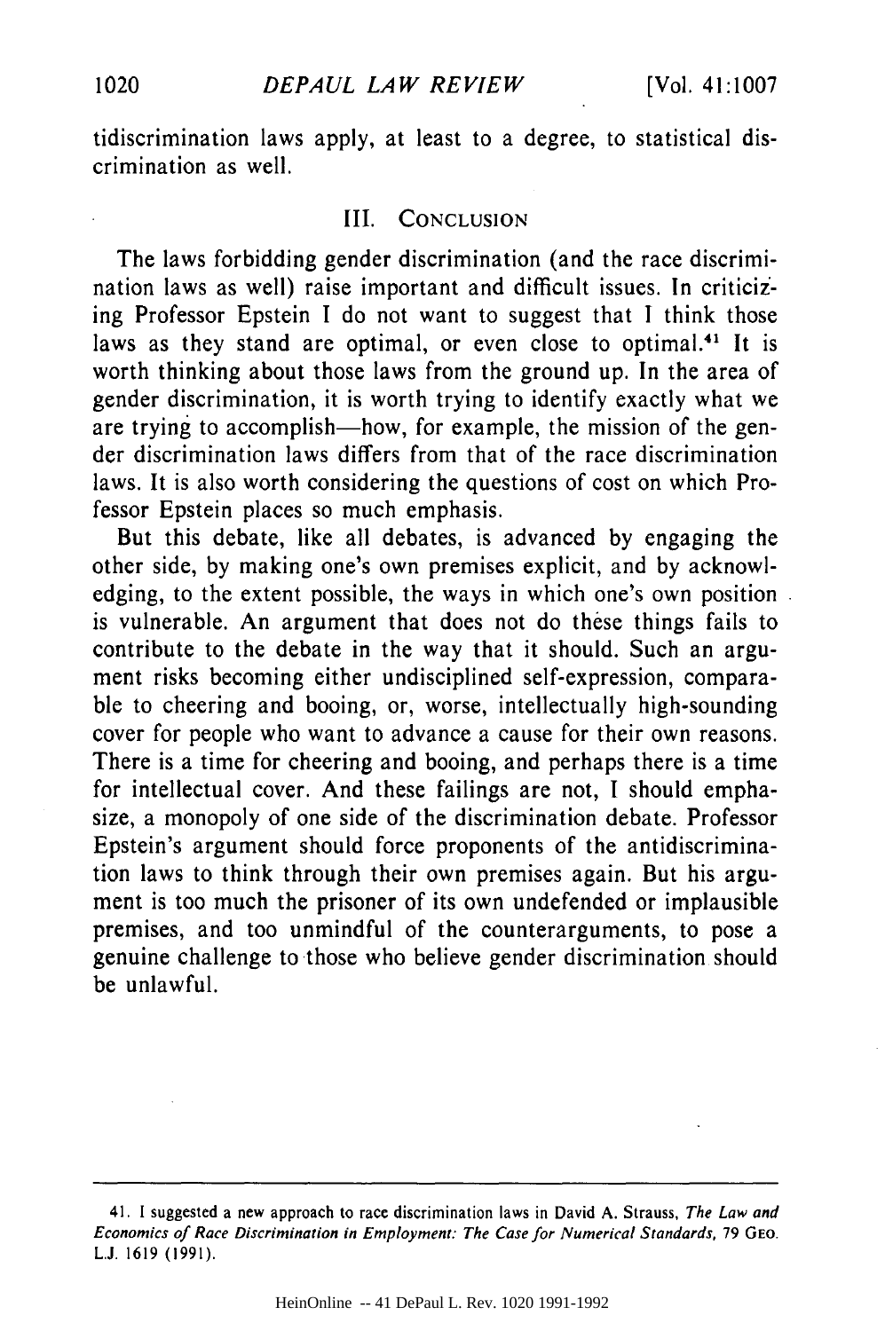tidiscrimination laws apply, at least to a degree, to statistical discrimination as well.

## III. CONCLUSION

The laws forbidding gender discrimination (and the race discrimination laws as well) raise important and difficult issues. In criticizing Professor Epstein I do not want to suggest that I think those laws as they stand are optimal, or even close to optimal.[41] It is worth thinking about those laws from the ground up. In the area of gender discrimination, it is worth trying to identify exactly what we are trying to accomplish—how, for example, the mission of the gender discrimination laws differs from that of the race discrimination laws. It is also worth considering the questions of cost on which Professor Epstein places so much emphasis.

But this debate, like all debates, is advanced by engaging the other side, by making one's own premises explicit, and by acknowledging, to the extent possible, the ways in which one's own position is vulnerable. An argument that does not do these things fails to contribute to the debate in the way that it should. Such an argument risks becoming either undisciplined self-expression, comparable to cheering and booing, or, worse, intellectually high-sounding cover for people who want to advance a cause for their own reasons. There is a time for cheering and booing, and perhaps there is a time for intellectual cover. And these failings are not, I should emphasize, a monopoly of one side of the discrimination debate. Professor Epstein's argument should force proponents of the antidiscrimination laws to think through their own premises again. But his argument is too much the prisoner of its own undefended or implausible premises, and too unmindful of the counterarguments, to pose a genuine challenge to those who believe gender discrimination should be unlawful.

---

41. I suggested a new approach to race discrimination laws in David A. Strauss, *The Law and Economics of Race Discrimination in Employment: The Case for Numerical Standards*, 79 GEO. L.J. 1619 (1991).